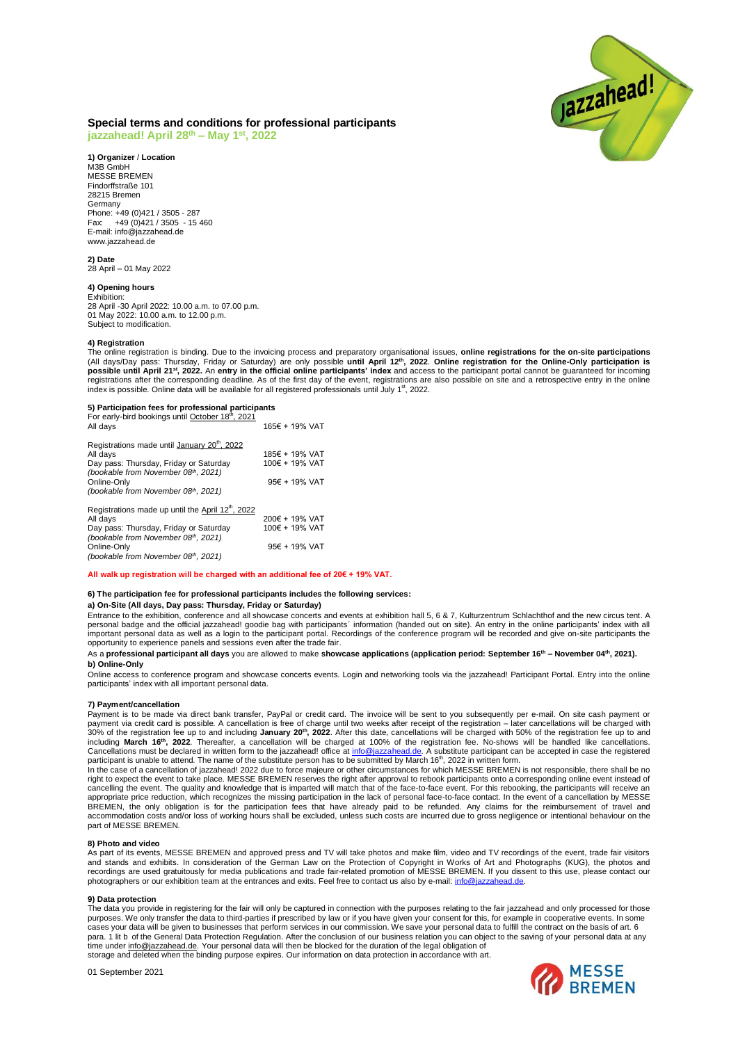## Special terms and conditions for professional participants

**jazzahead! April 28th – May 1st, 2022**

**1) Organizer / Location**
M3B GmbH
MESSE BREMEN
Findorffstraße 101
28215 Bremen
Germany
Phone: +49 (0)421 / 3505 - 287
Fax: +49 (0)421 / 3505 - 15 460
E-mail: info@jazzahead.de
www.jazzahead.de

**2) Date**
28 April – 01 May 2022

**4) Opening hours**
Exhibition:
28 April -30 April 2022: 10.00 a.m. to 07.00 p.m.
01 May 2022: 10.00 a.m. to 12.00 p.m.
Subject to modification.

**4) Registration**
The online registration is binding. Due to the invoicing process and preparatory organisational issues, **online registrations for the on-site participations** (All days/Day pass: Thursday, Friday or Saturday) are only possible **until April 12th, 2022**. **Online registration for the Online-Only participation is possible until April 21st, 2022.** An **entry in the official online participants' index** and access to the participant portal cannot be guaranteed for incoming registrations after the corresponding deadline. As of the first day of the event, registrations are also possible on site and a retrospective entry in the online index is possible. Online data will be available for all registered professionals until July 1st, 2022.

**5) Participation fees for professional participants**

| | |
|---|---|
| For early-bird bookings until October 18th, 2021 | |
| All days | 165€ + 19% VAT |
| | |
| Registrations made until January 20th, 2022 | |
| All days | 185€ + 19% VAT |
| Day pass: Thursday, Friday or Saturday *(bookable from November 08th, 2021)* | 100€ + 19% VAT |
| Online-Only *(bookable from November 08th, 2021)* | 95€ + 19% VAT |
| | |
| Registrations made up until the April 12th, 2022 | |
| All days | 200€ + 19% VAT |
| Day pass: Thursday, Friday or Saturday *(bookable from November 08th, 2021)* | 100€ + 19% VAT |
| Online-Only *(bookable from November 08th, 2021)* | 95€ + 19% VAT |

**All walk up registration will be charged with an additional fee of 20€ + 19% VAT.**

**6) The participation fee for professional participants includes the following services:**

**a) On-Site (All days, Day pass: Thursday, Friday or Saturday)**
Entrance to the exhibition, conference and all showcase concerts and events at exhibition hall 5, 6 & 7, Kulturzentrum Schlachthof and the new circus tent. A personal badge and the official jazzahead! goodie bag with participants´ information (handed out on site). An entry in the online participants' index with all important personal data as well as a login to the participant portal. Recordings of the conference program will be recorded and give on-site participants the opportunity to experience panels and sessions even after the trade fair.

As a **professional participant all days** you are allowed to make **showcase applications (application period: September 16th – November 04th, 2021).**

**b) Online-Only**
Online access to conference program and showcase concerts events. Login and networking tools via the jazzahead! Participant Portal. Entry into the online participants' index with all important personal data.

**7) Payment/cancellation**
Payment is to be made via direct bank transfer, PayPal or credit card. The invoice will be sent to you subsequently per e-mail. On site cash payment or payment via credit card is possible. A cancellation is free of charge until two weeks after receipt of the registration – later cancellations will be charged with 30% of the registration fee up to and including **January 20th, 2022**. After this date, cancellations will be charged with 50% of the registration fee up to and including **March 16th, 2022**. Thereafter, a cancellation will be charged at 100% of the registration fee. No-shows will be handled like cancellations. Cancellations must be declared in written form to the jazzahead! office at info@jazzahead.de. A substitute participant can be accepted in case the registered participant is unable to attend. The name of the substitute person has to be submitted by March 16th, 2022 in written form.

In the case of a cancellation of jazzahead! 2022 due to force majeure or other circumstances for which MESSE BREMEN is not responsible, there shall be no right to expect the event to take place. MESSE BREMEN reserves the right after approval to rebook participants onto a corresponding online event instead of cancelling the event. The quality and knowledge that is imparted will match that of the face-to-face event. For this rebooking, the participants will receive an appropriate price reduction, which recognizes the missing participation in the lack of personal face-to-face contact. In the event of a cancellation by MESSE BREMEN, the only obligation is for the participation fees that have already paid to be refunded. Any claims for the reimbursement of travel and accommodation costs and/or loss of working hours shall be excluded, unless such costs are incurred due to gross negligence or intentional behaviour on the part of MESSE BREMEN.

**8) Photo and video**
As part of its events, MESSE BREMEN and approved press and TV will take photos and make film, video and TV recordings of the event, trade fair visitors and stands and exhibits. In consideration of the German Law on the Protection of Copyright in Works of Art and Photographs (KUG), the photos and recordings are used gratuitously for media publications and trade fair-related promotion of MESSE BREMEN. If you dissent to this use, please contact our photographers or our exhibition team at the entrances and exits. Feel free to contact us also by e-mail: info@jazzahead.de.

**9) Data protection**
The data you provide in registering for the fair will only be captured in connection with the purposes relating to the fair jazzahead and only processed for those purposes. We only transfer the data to third-parties if prescribed by law or if you have given your consent for this, for example in cooperative events. In some cases your data will be given to businesses that perform services in our commission. We save your personal data to fulfill the contract on the basis of art. 6 para. 1 lit b of the General Data Protection Regulation. After the conclusion of our business relation you can object to the saving of your personal data at any time under info@jazzahead.de. Your personal data will then be blocked for the duration of the legal obligation of storage and deleted when the binding purpose expires. Our information on data protection in accordance with art.

01 September 2021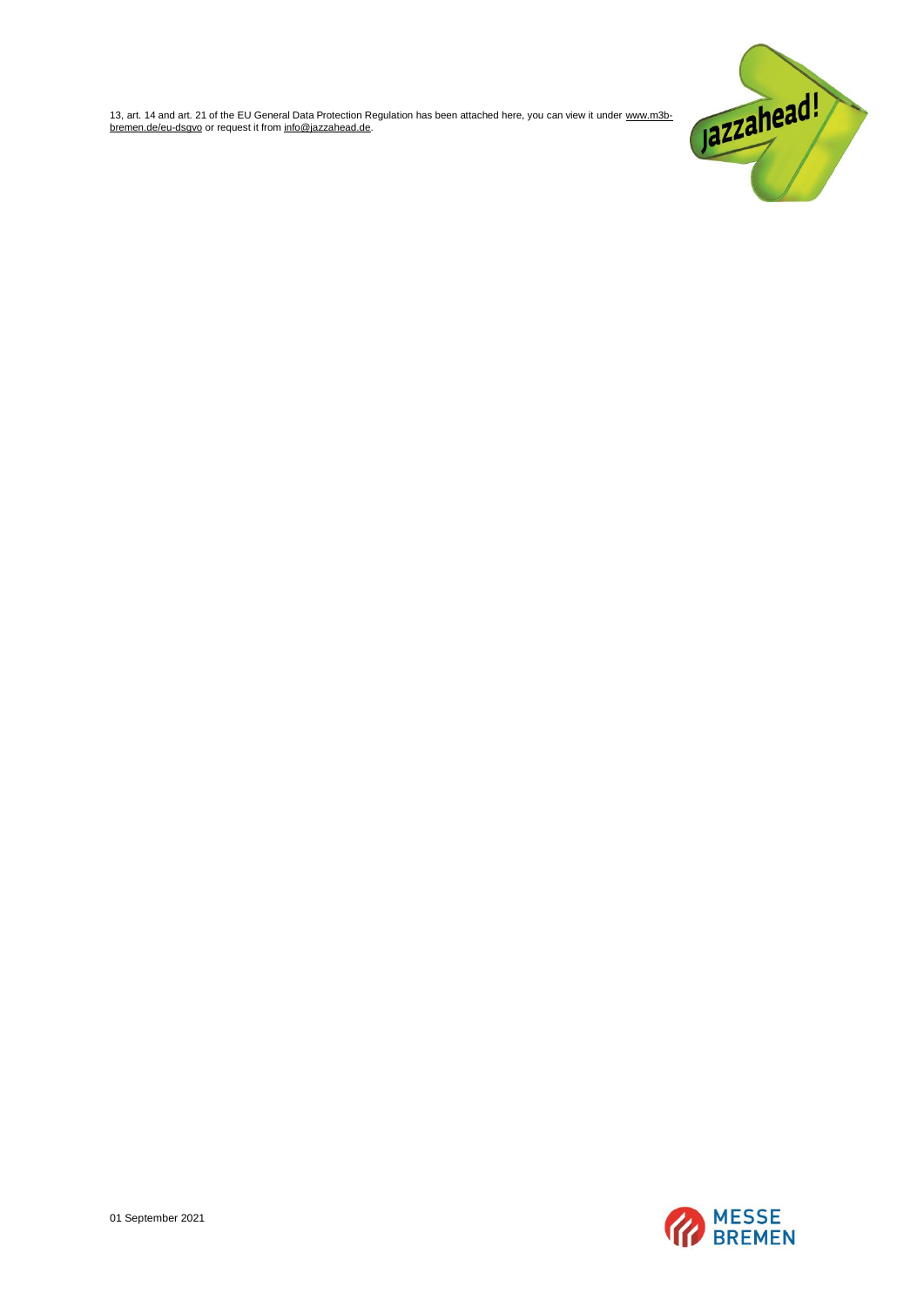13, art. 14 and art. 21 of the EU General Data Protection Regulation has been attached here, you can view it under www.m3b-bremen.de/eu-dsgvo or request it from info@jazzahead.de.

01 September 2021